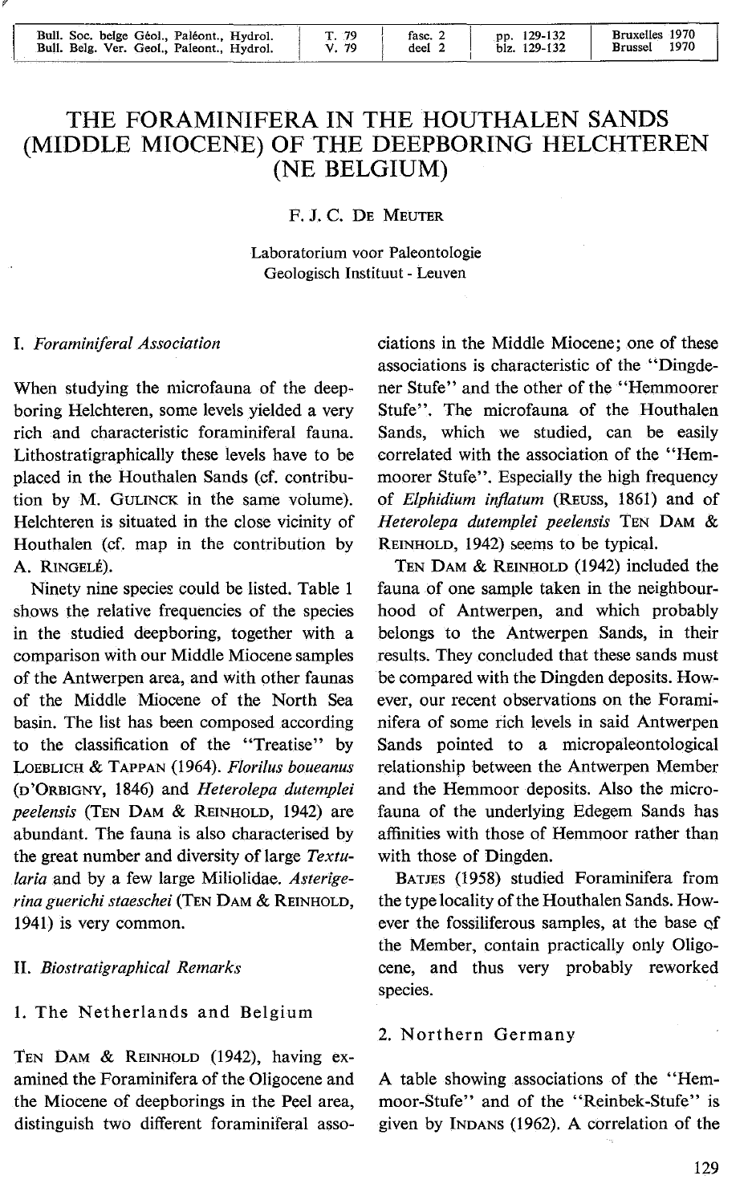# THE FORAMINIFERA IN THE HOUTHALEN SANDS (MIDDLE MIOCENE) OF THE DEEPBORING HELCHTEREN (NE BELGIUM)

F. J. C. De Meuter

Laboratorium voor Paleontologie
Geologisch Instituut - Leuven

## I. *Foraminiferal Association*

When studying the microfauna of the deepboring Helchteren, some levels yielded a very rich and characteristic foraminiferal fauna. Lithostratigraphically these levels have to be placed in the Houthalen Sands (cf. contribution by M. Gulinck in the same volume). Helchteren is situated in the close vicinity of Houthalen (cf. map in the contribution by A. Ringelé).

Ninety nine species could be listed. Table 1 shows the relative frequencies of the species in the studied deepboring, together with a comparison with our Middle Miocene samples of the Antwerpen area, and with other faunas of the Middle Miocene of the North Sea basin. The list has been composed according to the classification of the "Treatise" by Loeblich & Tappan (1964). *Florilus boueanus* (d'Orbigny, 1846) and *Heterolepa dutemplei peelensis* (Ten Dam & Reinhold, 1942) are abundant. The fauna is also characterised by the great number and diversity of large *Textularia* and by a few large Miliolidae. *Asterigerina guerichi staeschei* (Ten Dam & Reinhold, 1941) is very common.

## II. *Biostratigraphical Remarks*

### 1. The Netherlands and Belgium

Ten Dam & Reinhold (1942), having examined the Foraminifera of the Oligocene and the Miocene of deepborings in the Peel area, distinguish two different foraminiferal associations in the Middle Miocene; one of these associations is characteristic of the "Dingdener Stufe" and the other of the "Hemmoorer Stufe". The microfauna of the Houthalen Sands, which we studied, can be easily correlated with the association of the "Hemmoorer Stufe". Especially the high frequency of *Elphidium inflatum* (Reuss, 1861) and of *Heterolepa dutemplei peelensis* Ten Dam & Reinhold, 1942) seems to be typical.

Ten Dam & Reinhold (1942) included the fauna of one sample taken in the neighbourhood of Antwerpen, and which probably belongs to the Antwerpen Sands, in their results. They concluded that these sands must be compared with the Dingden deposits. However, our recent observations on the Foraminifera of some rich levels in said Antwerpen Sands pointed to a micropaleontological relationship between the Antwerpen Member and the Hemmoor deposits. Also the microfauna of the underlying Edegem Sands has affinities with those of Hemmoor rather than with those of Dingden.

Batjes (1958) studied Foraminifera from the type locality of the Houthalen Sands. However the fossiliferous samples, at the base of the Member, contain practically only Oligocene, and thus very probably reworked species.

### 2. Northern Germany

A table showing associations of the "Hemmoor-Stufe" and of the "Reinbek-Stufe" is given by Indans (1962). A correlation of the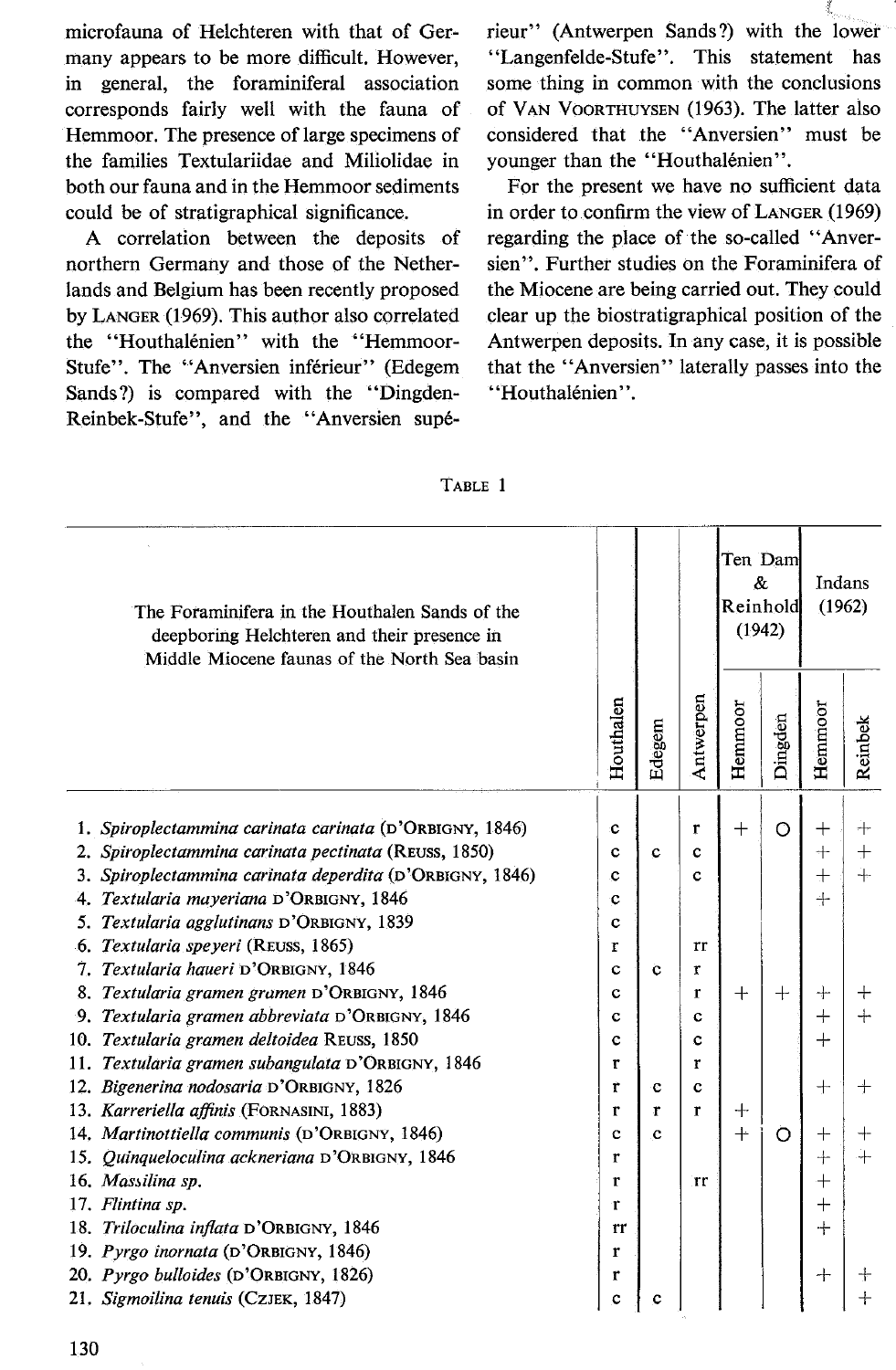microfauna of Helchteren with that of Germany appears to be more difficult. However, in general, the foraminiferal association corresponds fairly well with the fauna of Hemmoor. The presence of large specimens of the families Textulariidae and Miliolidae in both our fauna and in the Hemmoor sediments could be of stratigraphical significance.

A correlation between the deposits of northern Germany and those of the Netherlands and Belgium has been recently proposed by LANGER (1969). This author also correlated the "Houthalénien" with the "Hemmoor-Stufe". The "Anversien inférieur" (Edegem Sands?) is compared with the "Dingden-Reinbek-Stufe", and the "Anversien supérieur" (Antwerpen Sands?) with the lower "Langenfelde-Stufe". This statement has some thing in common with the conclusions of VAN VOORTHUYSEN (1963). The latter also considered that the "Anversien" must be younger than the "Houthalénien".

For the present we have no sufficient data in order to confirm the view of LANGER (1969) regarding the place of the so-called "Anversien". Further studies on the Foraminifera of the Miocene are being carried out. They could clear up the biostratigraphical position of the Antwerpen deposits. In any case, it is possible that the "Anversien" laterally passes into the "Houthalénien".

TABLE 1

| The Foraminifera in the Houthalen Sands of the deepboring Helchteren and their presence in Middle Miocene faunas of the North Sea basin | | | | Ten Dam & Reinhold (1942) | | Indans (1962) | |
|---|---|---|---|---|---|---|---|
| | Houthalen | Edegem | Antwerpen | Hemmoor | Dingden | Hemmoor | Reinbek |
| 1. *Spiroplectammina carinata carinata* (D'ORBIGNY, 1846) | c | | r | + | O | + | + |
| 2. *Spiroplectammina carinata pectinata* (REUSS, 1850) | c | c | c | | | + | + |
| 3. *Spiroplectammina carinata deperdita* (D'ORBIGNY, 1846) | c | | c | | | + | + |
| 4. *Textularia mayeriana* D'ORBIGNY, 1846 | c | | | | | + | |
| 5. *Textularia agglutinans* D'ORBIGNY, 1839 | c | | | | | | |
| 6. *Textularia speyeri* (REUSS, 1865) | r | | rr | | | | |
| 7. *Textularia haueri* D'ORBIGNY, 1846 | c | c | r | | | | |
| 8. *Textularia gramen gramen* D'ORBIGNY, 1846 | c | | r | + | + | + | + |
| 9. *Textularia gramen abbreviata* D'ORBIGNY, 1846 | c | | c | | | + | + |
| 10. *Textularia gramen deltoidea* REUSS, 1850 | c | | c | | | + | |
| 11. *Textularia gramen subangulata* D'ORBIGNY, 1846 | r | | r | | | | |
| 12. *Bigenerina nodosaria* D'ORBIGNY, 1826 | r | c | c | | | + | + |
| 13. *Karreriella affinis* (FORNASINI, 1883) | r | r | r | + | | | |
| 14. *Martinottiella communis* (D'ORBIGNY, 1846) | c | c | | + | O | + | + |
| 15. *Quinqueloculina ackneriana* D'ORBIGNY, 1846 | r | | | | | + | + |
| 16. *Massilina sp.* | r | | rr | | | + | |
| 17. *Flintina sp.* | r | | | | | + | |
| 18. *Triloculina inflata* D'ORBIGNY, 1846 | rr | | | | | + | |
| 19. *Pyrgo inornata* (D'ORBIGNY, 1846) | r | | | | | | |
| 20. *Pyrgo bulloides* (D'ORBIGNY, 1826) | r | | | | | + | + |
| 21. *Sigmoilina tenuis* (CZJEK, 1847) | c | c | | | | | + |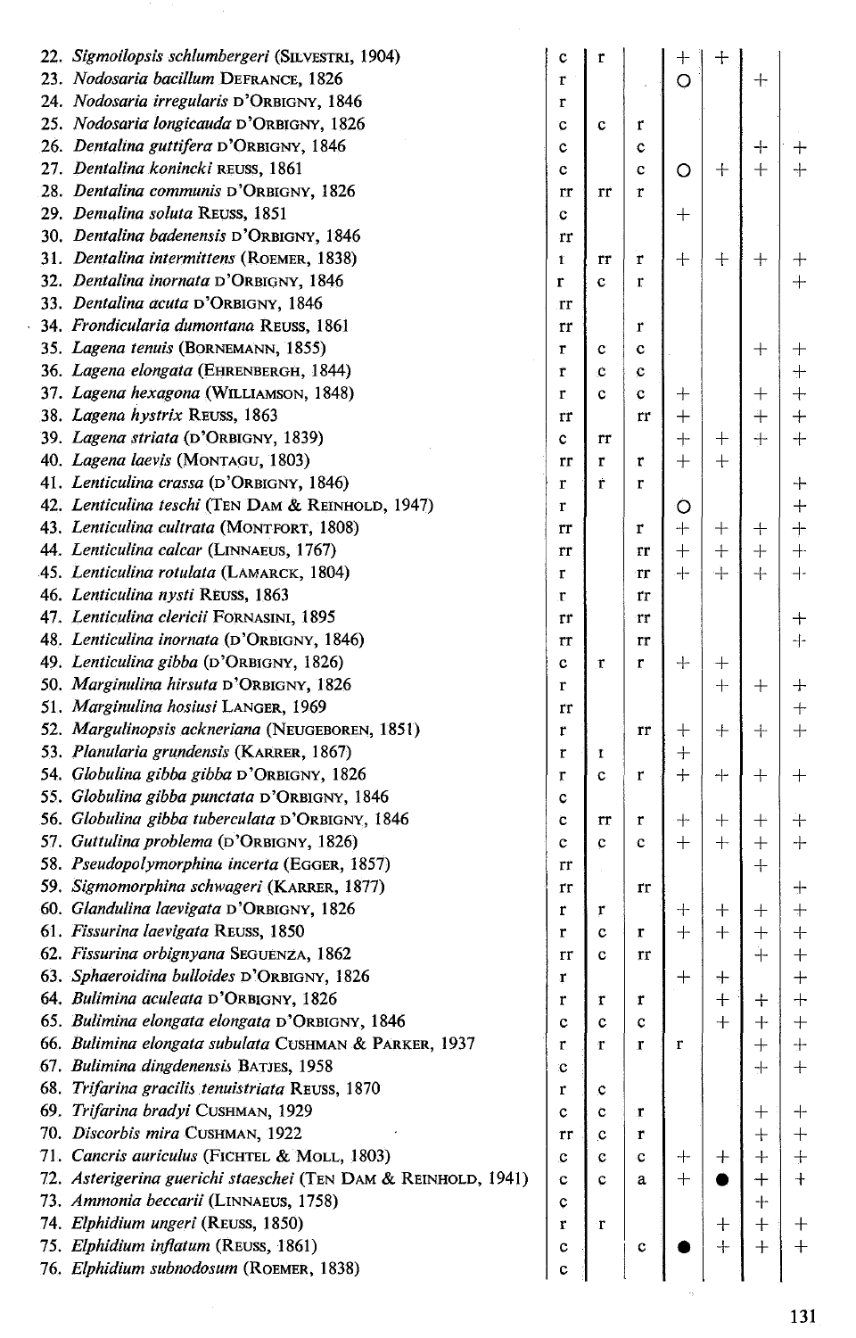| | | | | | | | |
|---|---|---|---|---|---|---|---|
| 22. *Sigmoilopsis schlumbergeri* (SILVESTRI, 1904) | c | r | | + | + | | |
| 23. *Nodosaria bacillum* DEFRANCE, 1826 | r | | | O | | + | |
| 24. *Nodosaria irregularis* D'ORBIGNY, 1846 | r | | | | | | |
| 25. *Nodosaria longicauda* D'ORBIGNY, 1826 | c | c | r | | | | |
| 26. *Dentalina guttifera* D'ORBIGNY, 1846 | c | | c | | | + | + |
| 27. *Dentalina konincki* REUSS, 1861 | c | | c | O | + | + | + |
| 28. *Dentalina communis* D'ORBIGNY, 1826 | rr | rr | r | | | | |
| 29. *Dentalina soluta* REUSS, 1851 | c | | | + | | | |
| 30. *Dentalina badenensis* D'ORBIGNY, 1846 | rr | | | | | | |
| 31. *Dentalina intermittens* (ROEMER, 1838) | r | rr | r | + | + | + | + |
| 32. *Dentalina inornata* D'ORBIGNY, 1846 | r | c | r | | | | + |
| 33. *Dentalina acuta* D'ORBIGNY, 1846 | rr | | | | | | |
| 34. *Frondicularia dumontana* REUSS, 1861 | rr | | r | | | | |
| 35. *Lagena tenuis* (BORNEMANN, 1855) | r | c | c | | | + | + |
| 36. *Lagena elongata* (EHRENBERGH, 1844) | r | c | c | | | | + |
| 37. *Lagena hexagona* (WILLIAMSON, 1848) | r | c | c | + | | + | + |
| 38. *Lagena hystrix* REUSS, 1863 | rr | | rr | + | | + | + |
| 39. *Lagena striata* (D'ORBIGNY, 1839) | c | rr | | + | + | + | + |
| 40. *Lagena laevis* (MONTAGU, 1803) | rr | r | r | + | + | | |
| 41. *Lenticulina crassa* (D'ORBIGNY, 1846) | r | r | r | | | | + |
| 42. *Lenticulina teschi* (TEN DAM & REINHOLD, 1947) | r | | | O | | | + |
| 43. *Lenticulina cultrata* (MONTFORT, 1808) | rr | | r | + | + | + | + |
| 44. *Lenticulina calcar* (LINNAEUS, 1767) | rr | | rr | + | + | + | + |
| 45. *Lenticulina rotulata* (LAMARCK, 1804) | r | | rr | + | + | + | + |
| 46. *Lenticulina nysti* REUSS, 1863 | r | | rr | | | | |
| 47. *Lenticulina clericii* FORNASINI, 1895 | rr | | rr | | | | + |
| 48. *Lenticulina inornata* (D'ORBIGNY, 1846) | rr | | rr | | | | + |
| 49. *Lenticulina gibba* (D'ORBIGNY, 1826) | c | r | r | + | + | | |
| 50. *Marginulina hirsuta* D'ORBIGNY, 1826 | r | | | | + | + | + |
| 51. *Marginulina hosiusi* LANGER, 1969 | rr | | | | | | + |
| 52. *Marginulinopsis ackneriana* (NEUGEBOREN, 1851) | r | | rr | + | + | + | + |
| 53. *Planularia grundensis* (KARRER, 1867) | r | r | | + | | | |
| 54. *Globulina gibba gibba* D'ORBIGNY, 1826 | r | c | r | + | + | + | + |
| 55. *Globulina gibba punctata* D'ORBIGNY, 1846 | c | | | | | | |
| 56. *Globulina gibba tuberculata* D'ORBIGNY, 1846 | c | rr | r | + | + | + | + |
| 57. *Guttulina problema* (D'ORBIGNY, 1826) | c | c | c | + | + | + | + |
| 58. *Pseudopolymorphina incerta* (EGGER, 1857) | rr | | | | | + | |
| 59. *Sigmomorphina schwageri* (KARRER, 1877) | rr | | rr | | | | + |
| 60. *Glandulina laevigata* D'ORBIGNY, 1826 | r | r | | + | + | + | + |
| 61. *Fissurina laevigata* REUSS, 1850 | r | c | r | + | + | + | + |
| 62. *Fissurina orbignyana* SEGUENZA, 1862 | rr | c | rr | | | + | + |
| 63. *Sphaeroidina bulloides* D'ORBIGNY, 1826 | r | | | + | + | | + |
| 64. *Bulimina aculeata* D'ORBIGNY, 1826 | r | r | r | | + | + | + |
| 65. *Bulimina elongata elongata* D'ORBIGNY, 1846 | c | c | c | | + | + | + |
| 66. *Bulimina elongata subulata* CUSHMAN & PARKER, 1937 | r | r | r | r | | + | + |
| 67. *Bulimina dingdenensis* BATJES, 1958 | c | | | | | + | + |
| 68. *Trifarina gracilis tenuistriata* REUSS, 1870 | r | c | | | | | |
| 69. *Trifarina bradyi* CUSHMAN, 1929 | c | c | r | | | + | + |
| 70. *Discorbis mira* CUSHMAN, 1922 | rr | c | r | | | + | + |
| 71. *Cancris auriculus* (FICHTEL & MOLL, 1803) | c | c | c | + | + | + | + |
| 72. *Asterigerina guerichi staeschei* (TEN DAM & REINHOLD, 1941) | c | c | a | + | ● | + | + |
| 73. *Ammonia beccarii* (LINNAEUS, 1758) | c | | | | | + | |
| 74. *Elphidium ungeri* (REUSS, 1850) | r | r | | | + | + | + |
| 75. *Elphidium inflatum* (REUSS, 1861) | c | | c | ● | + | + | + |
| 76. *Elphidium subnodosum* (ROEMER, 1838) | c | | | | | | |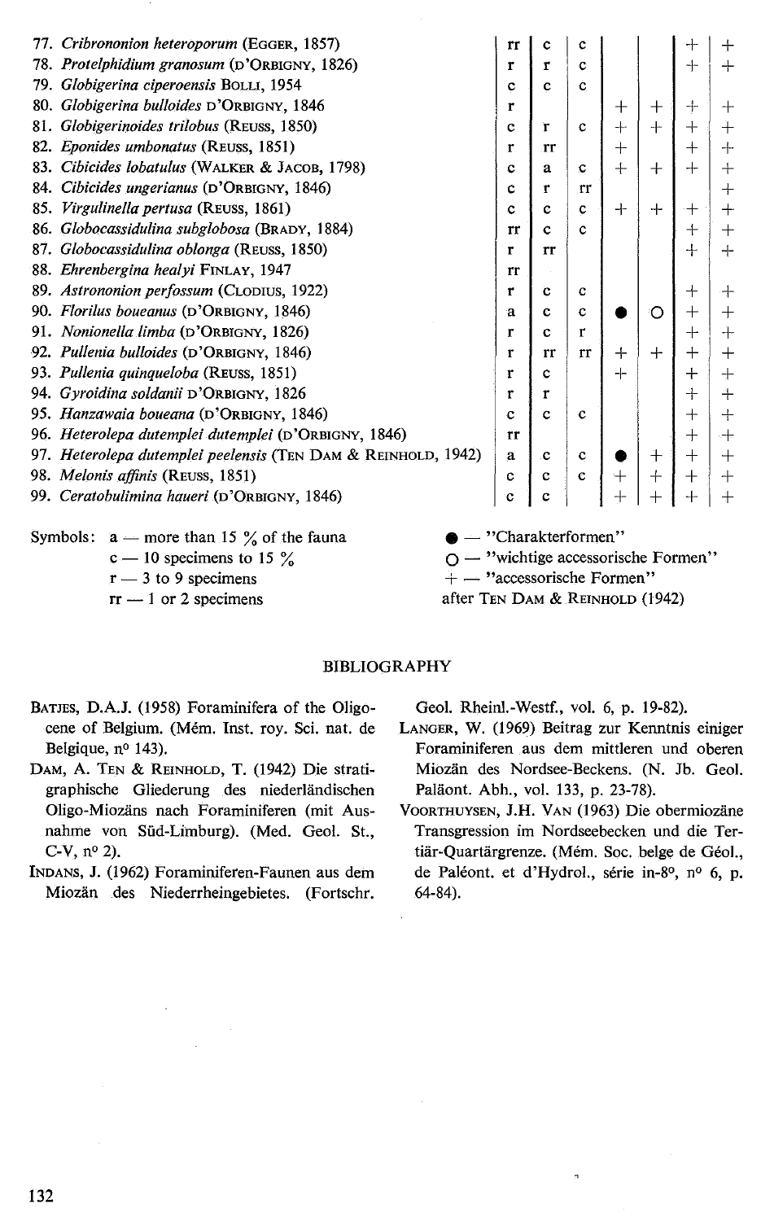| | | | | | | | |
|---|---|---|---|---|---|---|---|
| 77. *Cribrononion heteroporum* (EGGER, 1857) | rr | c | c | | | + | + |
| 78. *Protelphidium granosum* (D'ORBIGNY, 1826) | r | r | c | | | + | + |
| 79. *Globigerina ciperoensis* BOLLI, 1954 | c | c | c | | | | |
| 80. *Globigerina bulloides* D'ORBIGNY, 1846 | r | | | + | + | + | + |
| 81. *Globigerinoides trilobus* (REUSS, 1850) | c | r | c | + | + | + | + |
| 82. *Eponides umbonatus* (REUSS, 1851) | r | rr | | + | | + | + |
| 83. *Cibicides lobatulus* (WALKER & JACOB, 1798) | c | a | c | + | + | + | + |
| 84. *Cibicides ungerianus* (D'ORBIGNY, 1846) | c | r | rr | | | | + |
| 85. *Virgulinella pertusa* (REUSS, 1861) | c | c | c | + | + | + | + |
| 86. *Globocassidulina subglobosa* (BRADY, 1884) | rr | c | c | | | + | + |
| 87. *Globocassidulina oblonga* (REUSS, 1850) | r | rr | | | | + | + |
| 88. *Ehrenbergina healyi* FINLAY, 1947 | rr | | | | | | |
| 89. *Astrononion perfossum* (CLODIUS, 1922) | r | c | c | | | + | + |
| 90. *Florilus boueanus* (D'ORBIGNY, 1846) | a | c | c | ● | ○ | + | + |
| 91. *Nonionella limba* (D'ORBIGNY, 1826) | r | c | r | | | + | + |
| 92. *Pullenia bulloides* (D'ORBIGNY, 1846) | r | rr | rr | + | + | + | + |
| 93. *Pullenia quinqueloba* (REUSS, 1851) | r | c | | + | | + | + |
| 94. *Gyroidina soldanii* D'ORBIGNY, 1826 | r | r | | | | + | + |
| 95. *Hanzawaia boueana* (D'ORBIGNY, 1846) | c | c | c | | | + | + |
| 96. *Heterolepa dutemplei dutemplei* (D'ORBIGNY, 1846) | rr | | | | | + | + |
| 97. *Heterolepa dutemplei peelensis* (TEN DAM & REINHOLD, 1942) | a | c | c | ● | + | + | + |
| 98. *Melonis affinis* (REUSS, 1851) | c | c | c | + | + | + | + |
| 99. *Ceratobulimina haueri* (D'ORBIGNY, 1846) | c | c | | + | + | + | + |

Symbols: a — more than 15 % of the fauna
c — 10 specimens to 15 %
r — 3 to 9 specimens
rr — 1 or 2 specimens

● — "Charakterformen"
○ — "wichtige accessorische Formen"
\+ — "accessorische Formen"
after TEN DAM & REINHOLD (1942)

## BIBLIOGRAPHY

BATJES, D.A.J. (1958) Foraminifera of the Oligocene of Belgium. (Mém. Inst. roy. Sci. nat. de Belgique, n° 143).

DAM, A. TEN & REINHOLD, T. (1942) Die stratigraphische Gliederung des niederländischen Oligo-Miozäns nach Foraminiferen (mit Ausnahme von Süd-Limburg). (Med. Geol. St., C-V, n° 2).

INDANS, J. (1962) Foraminiferen-Faunen aus dem Miozän des Niederrheingebietes. (Fortschr. Geol. Rheinl.-Westf., vol. 6, p. 19-82).

LANGER, W. (1969) Beitrag zur Kenntnis einiger Foraminiferen aus dem mittleren und oberen Miozän des Nordsee-Beckens. (N. Jb. Geol. Paläont. Abh., vol. 133, p. 23-78).

VOORTHUYSEN, J.H. VAN (1963) Die obermiozäne Transgression im Nordseebecken und die Tertiär-Quartärgrenze. (Mém. Soc. belge de Géol., de Paléont. et d'Hydrol., série in-8°, n° 6, p. 64-84).